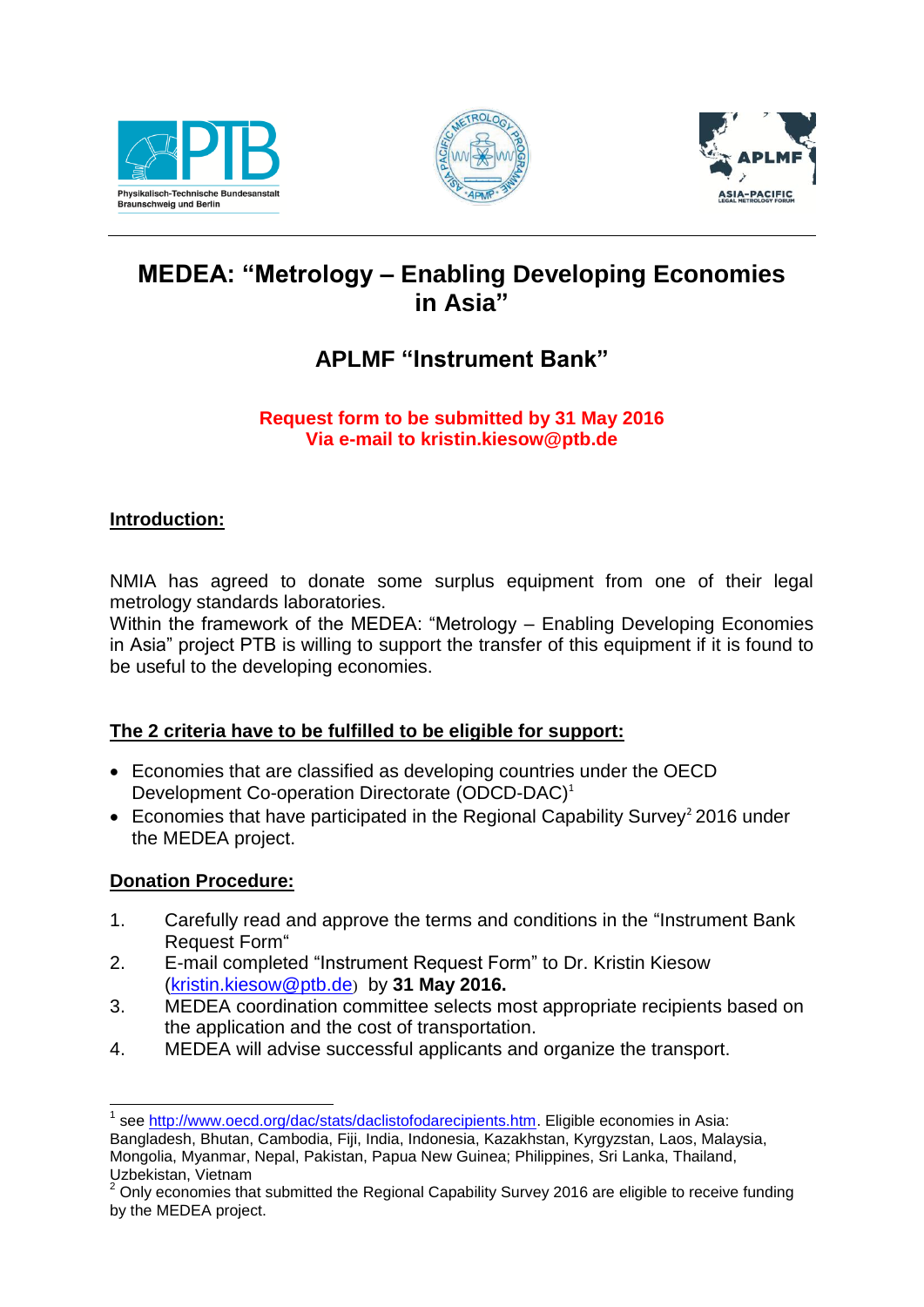# MEDEA: "Metrology – Enabling Developing Economies in Asia"

## APLMF "Instrument Bank"

**Request form to be submitted by 31 May 2016**
**Via e-mail to kristin.kiesow@ptb.de**

**Introduction:**

NMIA has agreed to donate some surplus equipment from one of their legal metrology standards laboratories.
Within the framework of the MEDEA: "Metrology – Enabling Developing Economies in Asia" project PTB is willing to support the transfer of this equipment if it is found to be useful to the developing economies.

**The 2 criteria have to be fulfilled to be eligible for support:**

- Economies that are classified as developing countries under the OECD Development Co-operation Directorate (ODCD-DAC)[1]
- Economies that have participated in the Regional Capability Survey[2] 2016 under the MEDEA project.

**Donation Procedure:**

1. Carefully read and approve the terms and conditions in the "Instrument Bank Request Form"
2. E-mail completed "Instrument Request Form" to Dr. Kristin Kiesow (kristin.kiesow@ptb.de) by **31 May 2016.**
3. MEDEA coordination committee selects most appropriate recipients based on the application and the cost of transportation.
4. MEDEA will advise successful applicants and organize the transport.

---

[1] see http://www.oecd.org/dac/stats/daclistofodarecipients.htm. Eligible economies in Asia: Bangladesh, Bhutan, Cambodia, Fiji, India, Indonesia, Kazakhstan, Kyrgyzstan, Laos, Malaysia, Mongolia, Myanmar, Nepal, Pakistan, Papua New Guinea; Philippines, Sri Lanka, Thailand, Uzbekistan, Vietnam

[2] Only economies that submitted the Regional Capability Survey 2016 are eligible to receive funding by the MEDEA project.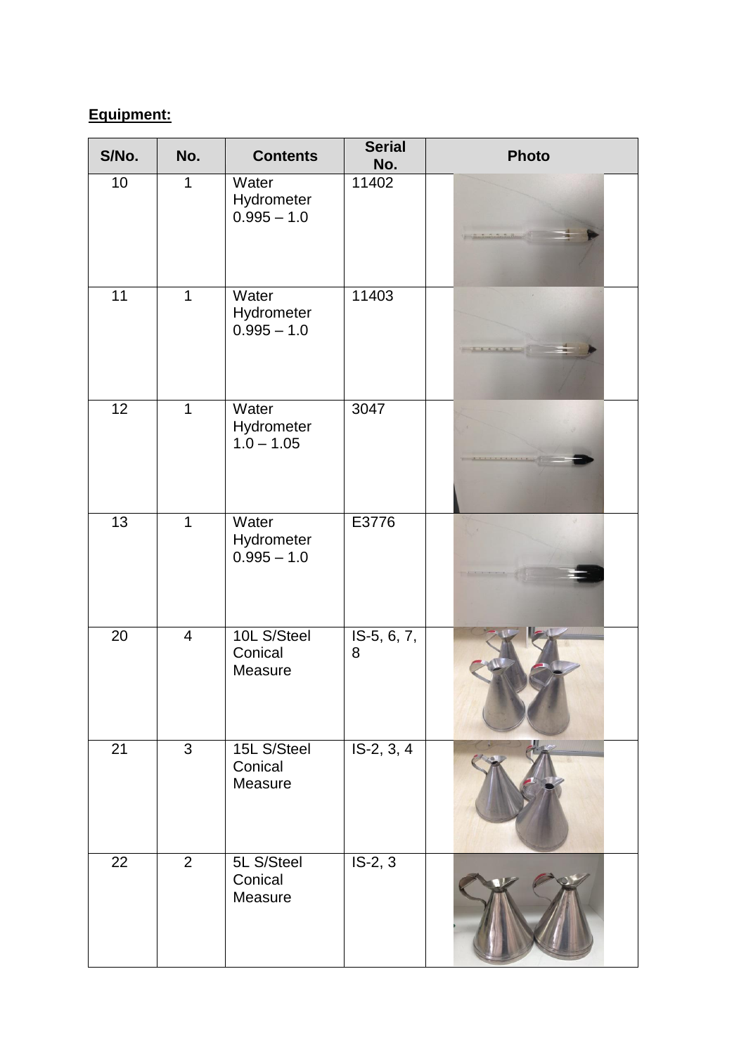**Equipment:**

| S/No. | No. | Contents | Serial No. | Photo |
|---|---|---|---|---|
| 10 | 1 | Water Hydrometer 0.995 – 1.0 | 11402 | |
| 11 | 1 | Water Hydrometer 0.995 – 1.0 | 11403 | |
| 12 | 1 | Water Hydrometer 1.0 – 1.05 | 3047 | |
| 13 | 1 | Water Hydrometer 0.995 – 1.0 | E3776 | |
| 20 | 4 | 10L S/Steel Conical Measure | IS-5, 6, 7, 8 | |
| 21 | 3 | 15L S/Steel Conical Measure | IS-2, 3, 4 | |
| 22 | 2 | 5L S/Steel Conical Measure | IS-2, 3 | |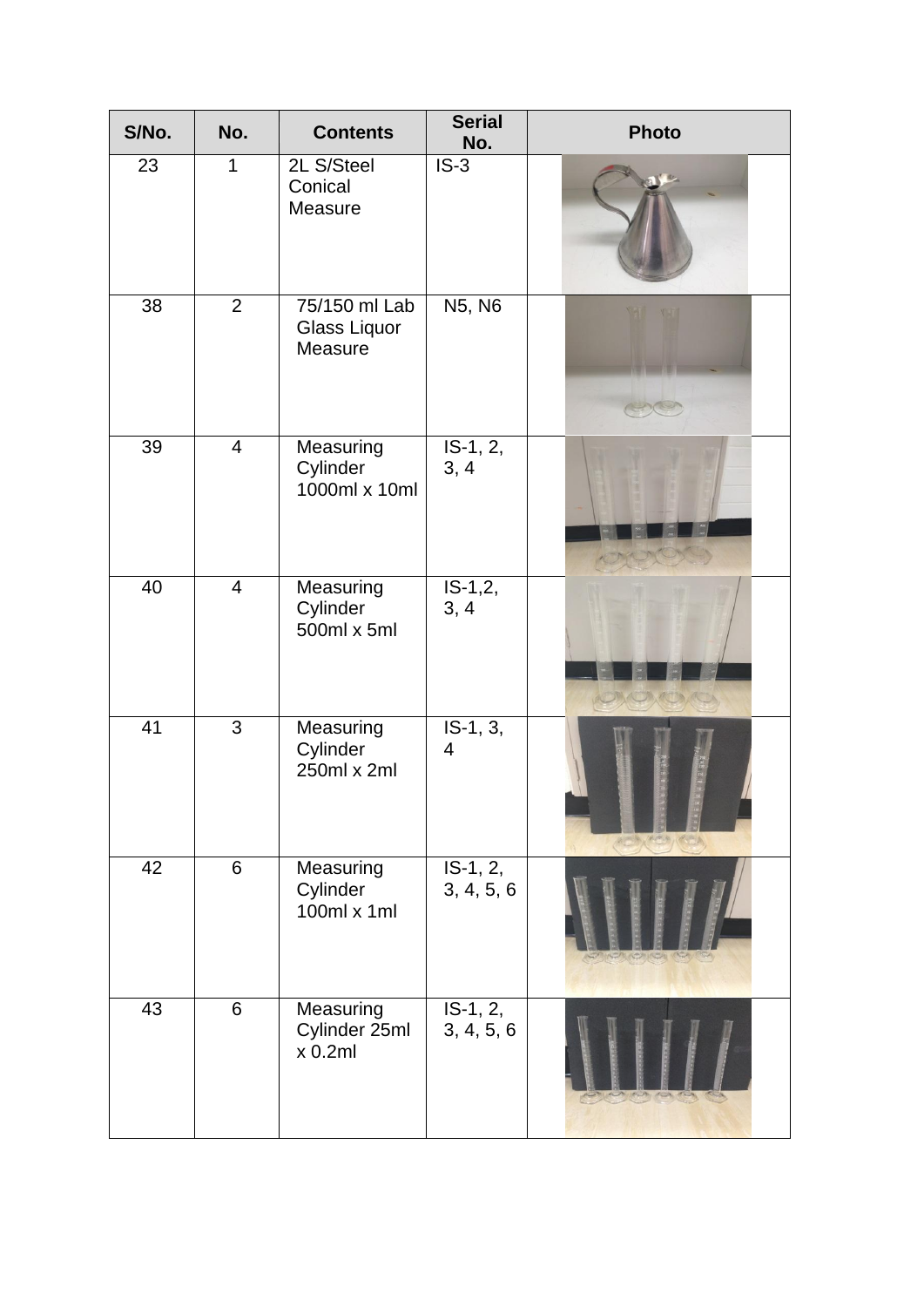| S/No. | No. | Contents | Serial No. | Photo |
|---|---|---|---|---|
| 23 | 1 | 2L S/Steel Conical Measure | IS-3 | |
| 38 | 2 | 75/150 ml Lab Glass Liquor Measure | N5, N6 | |
| 39 | 4 | Measuring Cylinder 1000ml x 10ml | IS-1, 2, 3, 4 | |
| 40 | 4 | Measuring Cylinder 500ml x 5ml | IS-1,2, 3, 4 | |
| 41 | 3 | Measuring Cylinder 250ml x 2ml | IS-1, 3, 4 | |
| 42 | 6 | Measuring Cylinder 100ml x 1ml | IS-1, 2, 3, 4, 5, 6 | |
| 43 | 6 | Measuring Cylinder 25ml x 0.2ml | IS-1, 2, 3, 4, 5, 6 | |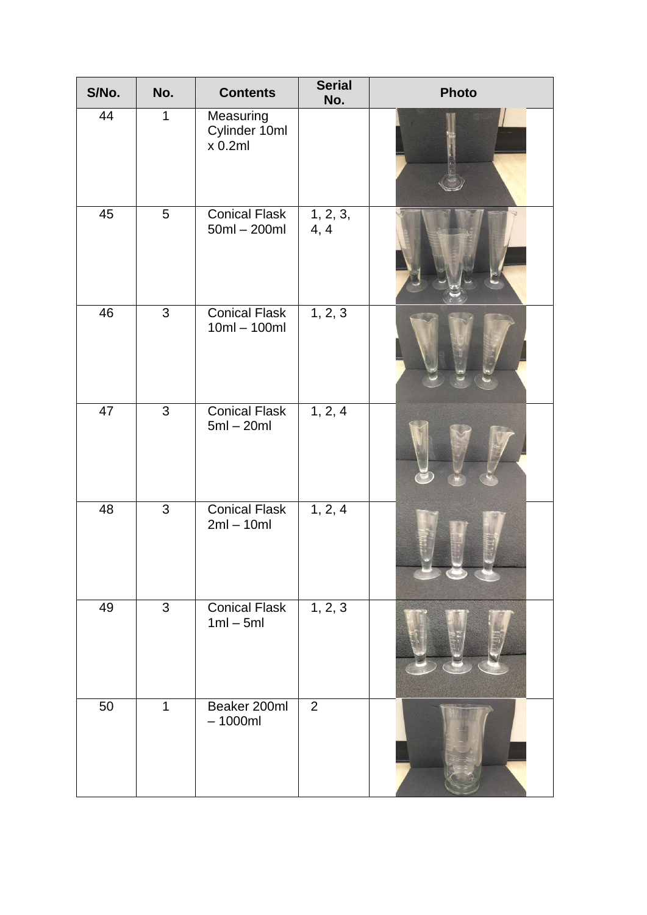| S/No. | No. | Contents | Serial No. | Photo |
|---|---|---|---|---|
| 44 | 1 | Measuring Cylinder 10ml x 0.2ml | | |
| 45 | 5 | Conical Flask 50ml – 200ml | 1, 2, 3, 4, 4 | |
| 46 | 3 | Conical Flask 10ml – 100ml | 1, 2, 3 | |
| 47 | 3 | Conical Flask 5ml – 20ml | 1, 2, 4 | |
| 48 | 3 | Conical Flask 2ml – 10ml | 1, 2, 4 | |
| 49 | 3 | Conical Flask 1ml – 5ml | 1, 2, 3 | |
| 50 | 1 | Beaker 200ml – 1000ml | 2 | |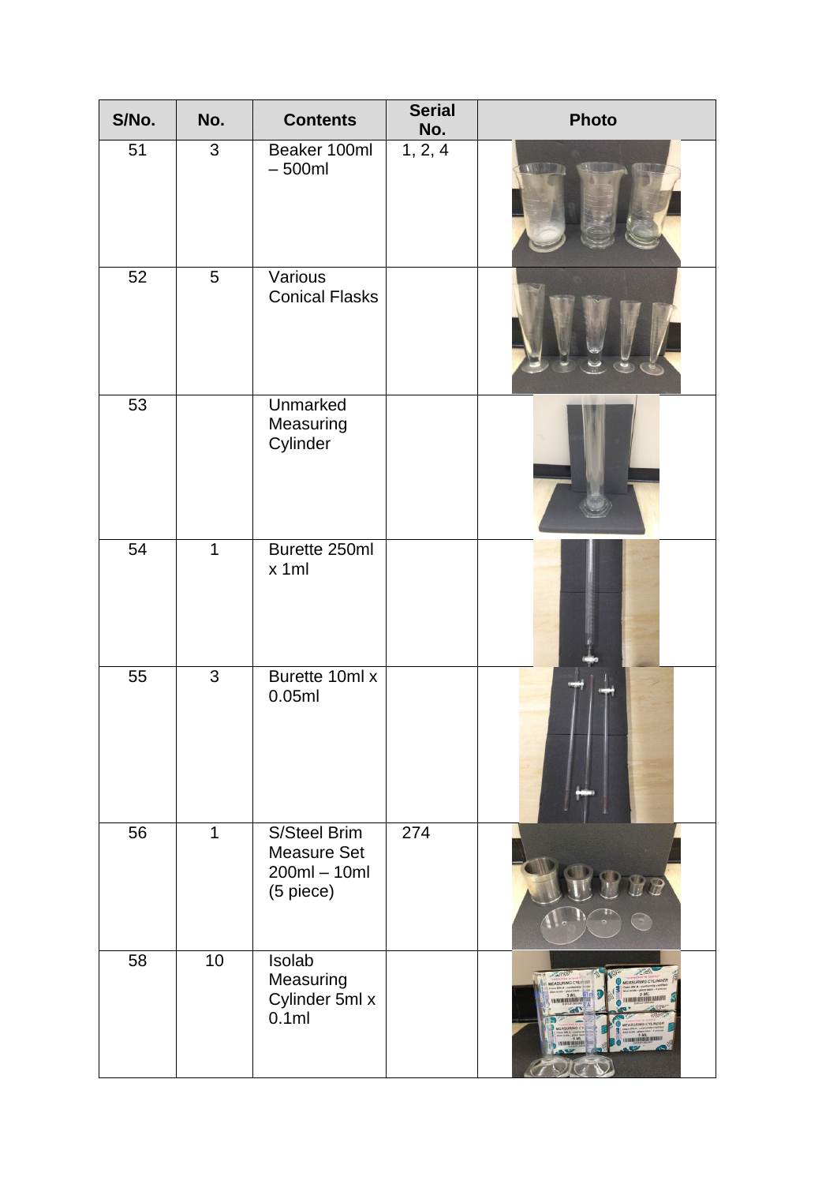| S/No. | No. | Contents | Serial No. | Photo |
|---|---|---|---|---|
| 51 | 3 | Beaker 100ml – 500ml | 1, 2, 4 | |
| 52 | 5 | Various Conical Flasks | | |
| 53 | | Unmarked Measuring Cylinder | | |
| 54 | 1 | Burette 250ml x 1ml | | |
| 55 | 3 | Burette 10ml x 0.05ml | | |
| 56 | 1 | S/Steel Brim Measure Set 200ml – 10ml (5 piece) | 274 | |
| 58 | 10 | Isolab Measuring Cylinder 5ml x 0.1ml | | |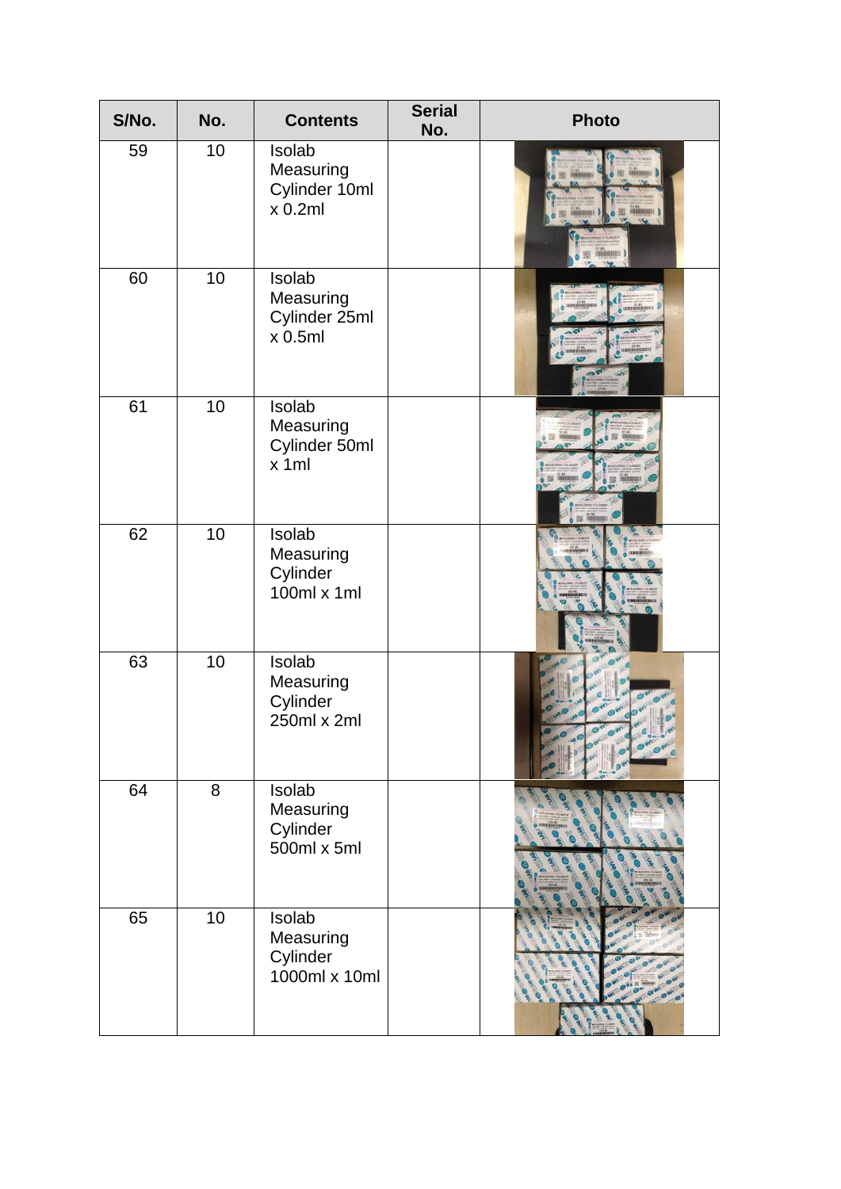| S/No. | No. | Contents | Serial No. | Photo |
|---|---|---|---|---|
| 59 | 10 | Isolab Measuring Cylinder 10ml x 0.2ml | | |
| 60 | 10 | Isolab Measuring Cylinder 25ml x 0.5ml | | |
| 61 | 10 | Isolab Measuring Cylinder 50ml x 1ml | | |
| 62 | 10 | Isolab Measuring Cylinder 100ml x 1ml | | |
| 63 | 10 | Isolab Measuring Cylinder 250ml x 2ml | | |
| 64 | 8 | Isolab Measuring Cylinder 500ml x 5ml | | |
| 65 | 10 | Isolab Measuring Cylinder 1000ml x 10ml | | |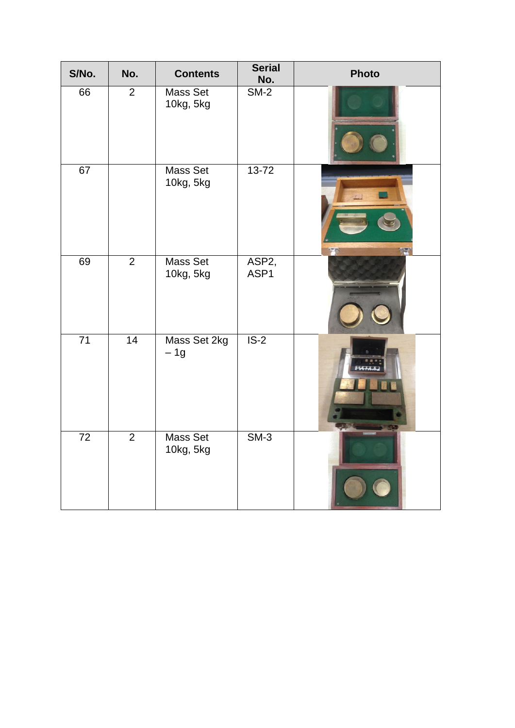| S/No. | No. | Contents | Serial No. | Photo |
|---|---|---|---|---|
| 66 | 2 | Mass Set 10kg, 5kg | SM-2 | |
| 67 | | Mass Set 10kg, 5kg | 13-72 | |
| 69 | 2 | Mass Set 10kg, 5kg | ASP2, ASP1 | |
| 71 | 14 | Mass Set 2kg – 1g | IS-2 | |
| 72 | 2 | Mass Set 10kg, 5kg | SM-3 | |